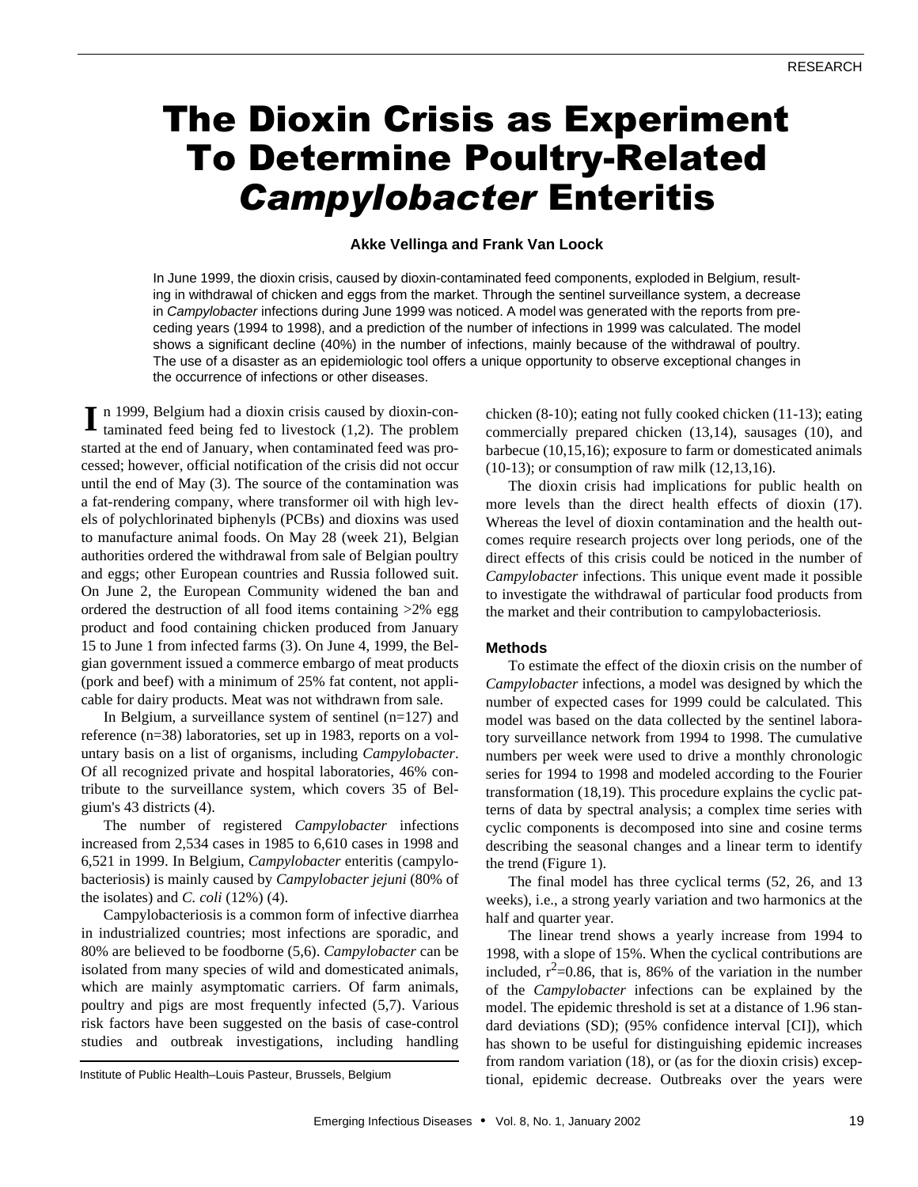RESEARCH

# The Dioxin Crisis as Experiment To Determine Poultry-Related *Campylobacter* Enteritis

**Akke Vellinga and Frank Van Loock**

In June 1999, the dioxin crisis, caused by dioxin-contaminated feed components, exploded in Belgium, resulting in withdrawal of chicken and eggs from the market. Through the sentinel surveillance system, a decrease in *Campylobacter* infections during June 1999 was noticed. A model was generated with the reports from preceding years (1994 to 1998), and a prediction of the number of infections in 1999 was calculated. The model shows a significant decline (40%) in the number of infections, mainly because of the withdrawal of poultry. The use of a disaster as an epidemiologic tool offers a unique opportunity to observe exceptional changes in the occurrence of infections or other diseases.

In 1999, Belgium had a dioxin crisis caused by dioxin-contaminated feed being fed to livestock (1,2). The problem started at the end of January, when contaminated feed was processed; however, official notification of the crisis did not occur until the end of May (3). The source of the contamination was a fat-rendering company, where transformer oil with high levels of polychlorinated biphenyls (PCBs) and dioxins was used to manufacture animal foods. On May 28 (week 21), Belgian authorities ordered the withdrawal from sale of Belgian poultry and eggs; other European countries and Russia followed suit. On June 2, the European Community widened the ban and ordered the destruction of all food items containing >2% egg product and food containing chicken produced from January 15 to June 1 from infected farms (3). On June 4, 1999, the Belgian government issued a commerce embargo of meat products (pork and beef) with a minimum of 25% fat content, not applicable for dairy products. Meat was not withdrawn from sale.

In Belgium, a surveillance system of sentinel (n=127) and reference (n=38) laboratories, set up in 1983, reports on a voluntary basis on a list of organisms, including *Campylobacter*. Of all recognized private and hospital laboratories, 46% contribute to the surveillance system, which covers 35 of Belgium's 43 districts (4).

The number of registered *Campylobacter* infections increased from 2,534 cases in 1985 to 6,610 cases in 1998 and 6,521 in 1999. In Belgium, *Campylobacter* enteritis (campylobacteriosis) is mainly caused by *Campylobacter jejuni* (80% of the isolates) and *C. coli* (12%) (4).

Campylobacteriosis is a common form of infective diarrhea in industrialized countries; most infections are sporadic, and 80% are believed to be foodborne (5,6). *Campylobacter* can be isolated from many species of wild and domesticated animals, which are mainly asymptomatic carriers. Of farm animals, poultry and pigs are most frequently infected (5,7). Various risk factors have been suggested on the basis of case-control studies and outbreak investigations, including handling chicken (8-10); eating not fully cooked chicken (11-13); eating commercially prepared chicken (13,14), sausages (10), and barbecue (10,15,16); exposure to farm or domesticated animals (10-13); or consumption of raw milk (12,13,16).

Institute of Public Health–Louis Pasteur, Brussels, Belgium

The dioxin crisis had implications for public health on more levels than the direct health effects of dioxin (17). Whereas the level of dioxin contamination and the health outcomes require research projects over long periods, one of the direct effects of this crisis could be noticed in the number of *Campylobacter* infections. This unique event made it possible to investigate the withdrawal of particular food products from the market and their contribution to campylobacteriosis.

## Methods

To estimate the effect of the dioxin crisis on the number of *Campylobacter* infections, a model was designed by which the number of expected cases for 1999 could be calculated. This model was based on the data collected by the sentinel laboratory surveillance network from 1994 to 1998. The cumulative numbers per week were used to drive a monthly chronologic series for 1994 to 1998 and modeled according to the Fourier transformation (18,19). This procedure explains the cyclic patterns of data by spectral analysis; a complex time series with cyclic components is decomposed into sine and cosine terms describing the seasonal changes and a linear term to identify the trend (Figure 1).

The final model has three cyclical terms (52, 26, and 13 weeks), i.e., a strong yearly variation and two harmonics at the half and quarter year.

The linear trend shows a yearly increase from 1994 to 1998, with a slope of 15%. When the cyclical contributions are included, $r^2$=0.86, that is, 86% of the variation in the number of the *Campylobacter* infections can be explained by the model. The epidemic threshold is set at a distance of 1.96 standard deviations (SD); (95% confidence interval [CI]), which has shown to be useful for distinguishing epidemic increases from random variation (18), or (as for the dioxin crisis) exceptional, epidemic decrease. Outbreaks over the years were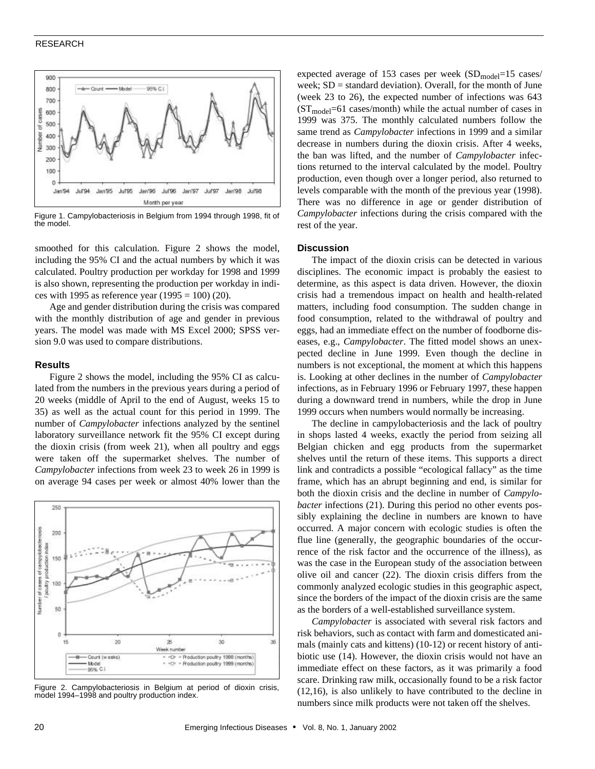Figure 1. Campylobacteriosis in Belgium from 1994 through 1998, fit of the model.

smoothed for this calculation. Figure 2 shows the model, including the 95% CI and the actual numbers by which it was calculated. Poultry production per workday for 1998 and 1999 is also shown, representing the production per workday in indices with 1995 as reference year (1995 = 100) (20).

Age and gender distribution during the crisis was compared with the monthly distribution of age and gender in previous years. The model was made with MS Excel 2000; SPSS version 9.0 was used to compare distributions.

### Results

Figure 2 shows the model, including the 95% CI as calculated from the numbers in the previous years during a period of 20 weeks (middle of April to the end of August, weeks 15 to 35) as well as the actual count for this period in 1999. The number of *Campylobacter* infections analyzed by the sentinel laboratory surveillance network fit the 95% CI except during the dioxin crisis (from week 21), when all poultry and eggs were taken off the supermarket shelves. The number of *Campylobacter* infections from week 23 to week 26 in 1999 is on average 94 cases per week or almost 40% lower than the expected average of 153 cases per week ($SD_{model}$=15 cases/week; SD = standard deviation). Overall, for the month of June (week 23 to 26), the expected number of infections was 643 ($ST_{model}$=61 cases/month) while the actual number of cases in 1999 was 375. The monthly calculated numbers follow the same trend as *Campylobacter* infections in 1999 and a similar decrease in numbers during the dioxin crisis. After 4 weeks, the ban was lifted, and the number of *Campylobacter* infections returned to the interval calculated by the model. Poultry production, even though over a longer period, also returned to levels comparable with the month of the previous year (1998). There was no difference in age or gender distribution of *Campylobacter* infections during the crisis compared with the rest of the year.

Figure 2. Campylobacteriosis in Belgium at period of dioxin crisis, model 1994–1998 and poultry production index.

### Discussion

The impact of the dioxin crisis can be detected in various disciplines. The economic impact is probably the easiest to determine, as this aspect is data driven. However, the dioxin crisis had a tremendous impact on health and health-related matters, including food consumption. The sudden change in food consumption, related to the withdrawal of poultry and eggs, had an immediate effect on the number of foodborne diseases, e.g., *Campylobacter*. The fitted model shows an unexpected decline in June 1999. Even though the decline in numbers is not exceptional, the moment at which this happens is. Looking at other declines in the number of *Campylobacter* infections, as in February 1996 or February 1997, these happen during a downward trend in numbers, while the drop in June 1999 occurs when numbers would normally be increasing.

The decline in campylobacteriosis and the lack of poultry in shops lasted 4 weeks, exactly the period from seizing all Belgian chicken and egg products from the supermarket shelves until the return of these items. This supports a direct link and contradicts a possible "ecological fallacy" as the time frame, which has an abrupt beginning and end, is similar for both the dioxin crisis and the decline in number of *Campylobacter* infections (21). During this period no other events possibly explaining the decline in numbers are known to have occurred. A major concern with ecologic studies is often the flue line (generally, the geographic boundaries of the occurrence of the risk factor and the occurrence of the illness), as was the case in the European study of the association between olive oil and cancer (22). The dioxin crisis differs from the commonly analyzed ecologic studies in this geographic aspect, since the borders of the impact of the dioxin crisis are the same as the borders of a well-established surveillance system.

*Campylobacter* is associated with several risk factors and risk behaviors, such as contact with farm and domesticated animals (mainly cats and kittens) (10-12) or recent history of antibiotic use (14). However, the dioxin crisis would not have an immediate effect on these factors, as it was primarily a food scare. Drinking raw milk, occasionally found to be a risk factor (12,16), is also unlikely to have contributed to the decline in numbers since milk products were not taken off the shelves.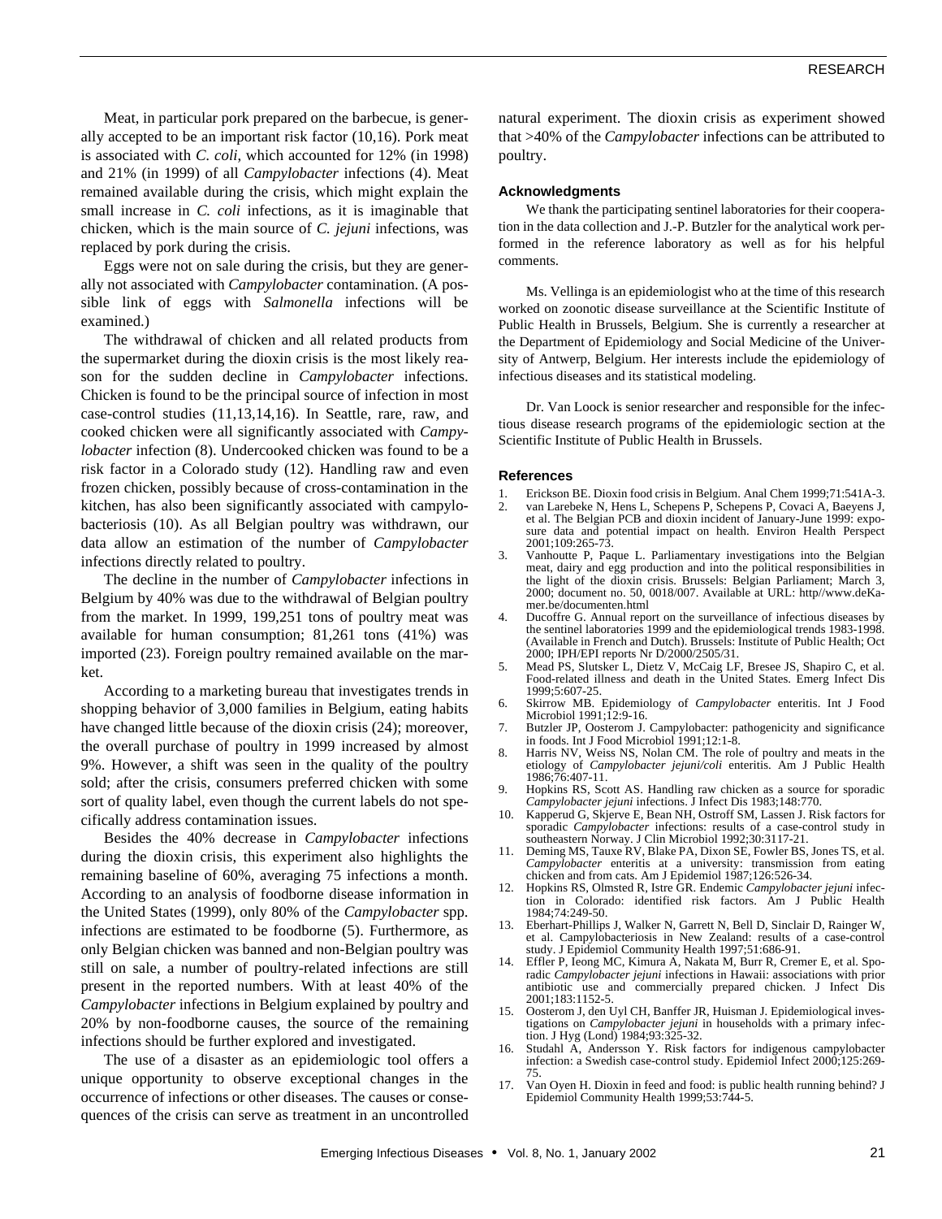Meat, in particular pork prepared on the barbecue, is generally accepted to be an important risk factor (10,16). Pork meat is associated with *C. coli*, which accounted for 12% (in 1998) and 21% (in 1999) of all *Campylobacter* infections (4). Meat remained available during the crisis, which might explain the small increase in *C. coli* infections, as it is imaginable that chicken, which is the main source of *C. jejuni* infections, was replaced by pork during the crisis.

Eggs were not on sale during the crisis, but they are generally not associated with *Campylobacter* contamination. (A possible link of eggs with *Salmonella* infections will be examined.)

The withdrawal of chicken and all related products from the supermarket during the dioxin crisis is the most likely reason for the sudden decline in *Campylobacter* infections. Chicken is found to be the principal source of infection in most case-control studies (11,13,14,16). In Seattle, rare, raw, and cooked chicken were all significantly associated with *Campylobacter* infection (8). Undercooked chicken was found to be a risk factor in a Colorado study (12). Handling raw and even frozen chicken, possibly because of cross-contamination in the kitchen, has also been significantly associated with campylobacteriosis (10). As all Belgian poultry was withdrawn, our data allow an estimation of the number of *Campylobacter* infections directly related to poultry.

The decline in the number of *Campylobacter* infections in Belgium by 40% was due to the withdrawal of Belgian poultry from the market. In 1999, 199,251 tons of poultry meat was available for human consumption; 81,261 tons (41%) was imported (23). Foreign poultry remained available on the market.

According to a marketing bureau that investigates trends in shopping behavior of 3,000 families in Belgium, eating habits have changed little because of the dioxin crisis (24); moreover, the overall purchase of poultry in 1999 increased by almost 9%. However, a shift was seen in the quality of the poultry sold; after the crisis, consumers preferred chicken with some sort of quality label, even though the current labels do not specifically address contamination issues.

Besides the 40% decrease in *Campylobacter* infections during the dioxin crisis, this experiment also highlights the remaining baseline of 60%, averaging 75 infections a month. According to an analysis of foodborne disease information in the United States (1999), only 80% of the *Campylobacter* spp. infections are estimated to be foodborne (5). Furthermore, as only Belgian chicken was banned and non-Belgian poultry was still on sale, a number of poultry-related infections are still present in the reported numbers. With at least 40% of the *Campylobacter* infections in Belgium explained by poultry and 20% by non-foodborne causes, the source of the remaining infections should be further explored and investigated.

The use of a disaster as an epidemiologic tool offers a unique opportunity to observe exceptional changes in the occurrence of infections or other diseases. The causes or consequences of the crisis can serve as treatment in an uncontrolled natural experiment. The dioxin crisis as experiment showed that >40% of the *Campylobacter* infections can be attributed to poultry.

### Acknowledgments

We thank the participating sentinel laboratories for their cooperation in the data collection and J.-P. Butzler for the analytical work performed in the reference laboratory as well as for his helpful comments.

Ms. Vellinga is an epidemiologist who at the time of this research worked on zoonotic disease surveillance at the Scientific Institute of Public Health in Brussels, Belgium. She is currently a researcher at the Department of Epidemiology and Social Medicine of the University of Antwerp, Belgium. Her interests include the epidemiology of infectious diseases and its statistical modeling.

Dr. Van Loock is senior researcher and responsible for the infectious disease research programs of the epidemiologic section at the Scientific Institute of Public Health in Brussels.

### References

1. Erickson BE. Dioxin food crisis in Belgium. Anal Chem 1999;71:541A-3.
2. van Larebeke N, Hens L, Schepens P, Schepens P, Covaci A, Baeyens J, et al. The Belgian PCB and dioxin incident of January-June 1999: exposure data and potential impact on health. Environ Health Perspect 2001;109:265-73.
3. Vanhoutte P, Paque L. Parliamentary investigations into the Belgian meat, dairy and egg production and into the political responsibilities in the light of the dioxin crisis. Brussels: Belgian Parliament; March 3, 2000; document no. 50, 0018/007. Available at URL: http//www.deKamer.be/documenten.html
4. Ducoffre G. Annual report on the surveillance of infectious diseases by the sentinel laboratories 1999 and the epidemiological trends 1983-1998. (Available in French and Dutch). Brussels: Institute of Public Health; Oct 2000; IPH/EPI reports Nr D/2000/2505/31.
5. Mead PS, Slutsker L, Dietz V, McCaig LF, Bresee JS, Shapiro C, et al. Food-related illness and death in the United States. Emerg Infect Dis 1999;5:607-25.
6. Skirrow MB. Epidemiology of *Campylobacter* enteritis. Int J Food Microbiol 1991;12:9-16.
7. Butzler JP, Oosterom J. Campylobacter: pathogenicity and significance in foods. Int J Food Microbiol 1991;12:1-8.
8. Harris NV, Weiss NS, Nolan CM. The role of poultry and meats in the etiology of *Campylobacter jejuni/coli* enteritis. Am J Public Health 1986;76:407-11.
9. Hopkins RS, Scott AS. Handling raw chicken as a source for sporadic *Campylobacter jejuni* infections. J Infect Dis 1983;148:770.
10. Kapperud G, Skjerve E, Bean NH, Ostroff SM, Lassen J. Risk factors for sporadic *Campylobacter* infections: results of a case-control study in southeastern Norway. J Clin Microbiol 1992;30:3117-21.
11. Deming MS, Tauxe RV, Blake PA, Dixon SE, Fowler BS, Jones TS, et al. *Campylobacter* enteritis at a university: transmission from eating chicken and from cats. Am J Epidemiol 1987;126:526-34.
12. Hopkins RS, Olmsted R, Istre GR. Endemic *Campylobacter jejuni* infection in Colorado: identified risk factors. Am J Public Health 1984;74:249-50.
13. Eberhart-Phillips J, Walker N, Garrett N, Bell D, Sinclair D, Rainger W, et al. Campylobacteriosis in New Zealand: results of a case-control study. J Epidemiol Community Health 1997;51:686-91.
14. Effler P, Ieong MC, Kimura A, Nakata M, Burr R, Cremer E, et al. Sporadic *Campylobacter jejuni* infections in Hawaii: associations with prior antibiotic use and commercially prepared chicken. J Infect Dis 2001;183:1152-5.
15. Oosterom J, den Uyl CH, Banffer JR, Huisman J. Epidemiological investigations on *Campylobacter jejuni* in households with a primary infection. J Hyg (Lond) 1984;93:325-32.
16. Studahl A, Andersson Y. Risk factors for indigenous campylobacter infection: a Swedish case-control study. Epidemiol Infect 2000;125:269-75.
17. Van Oyen H. Dioxin in feed and food: is public health running behind? J Epidemiol Community Health 1999;53:744-5.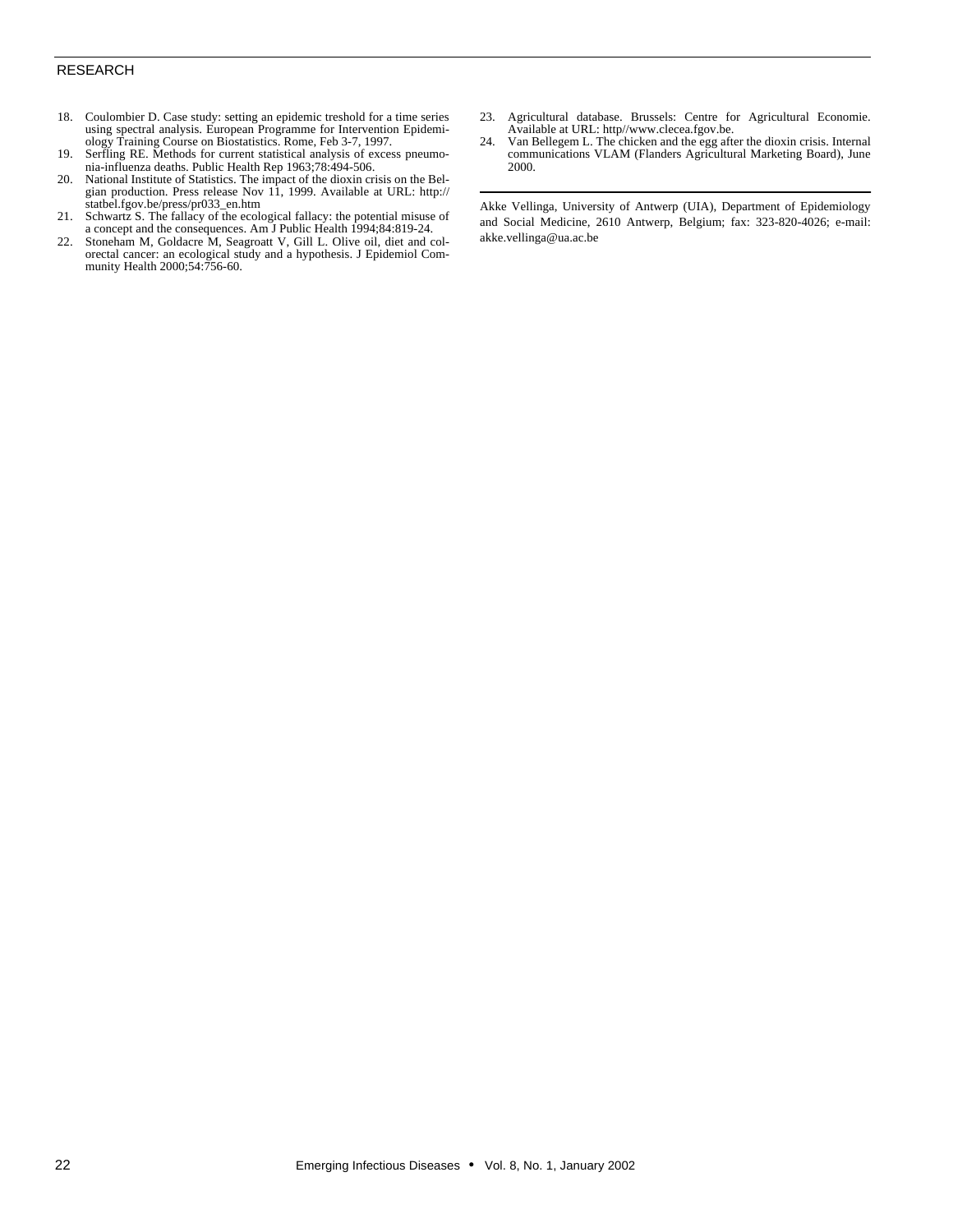18. Coulombier D. Case study: setting an epidemic treshold for a time series using spectral analysis. European Programme for Intervention Epidemiology Training Course on Biostatistics. Rome, Feb 3-7, 1997.
19. Serfling RE. Methods for current statistical analysis of excess pneumonia-influenza deaths. Public Health Rep 1963;78:494-506.
20. National Institute of Statistics. The impact of the dioxin crisis on the Belgian production. Press release Nov 11, 1999. Available at URL: http://statbel.fgov.be/press/pr033_en.htm
21. Schwartz S. The fallacy of the ecological fallacy: the potential misuse of a concept and the consequences. Am J Public Health 1994;84:819-24.
22. Stoneham M, Goldacre M, Seagroatt V, Gill L. Olive oil, diet and colorectal cancer: an ecological study and a hypothesis. J Epidemiol Community Health 2000;54:756-60.
23. Agricultural database. Brussels: Centre for Agricultural Economie. Available at URL: http//www.clecea.fgov.be.
24. Van Bellegem L. The chicken and the egg after the dioxin crisis. Internal communications VLAM (Flanders Agricultural Marketing Board), June 2000.

---

Akke Vellinga, University of Antwerp (UIA), Department of Epidemiology and Social Medicine, 2610 Antwerp, Belgium; fax: 323-820-4026; e-mail: akke.vellinga@ua.ac.be